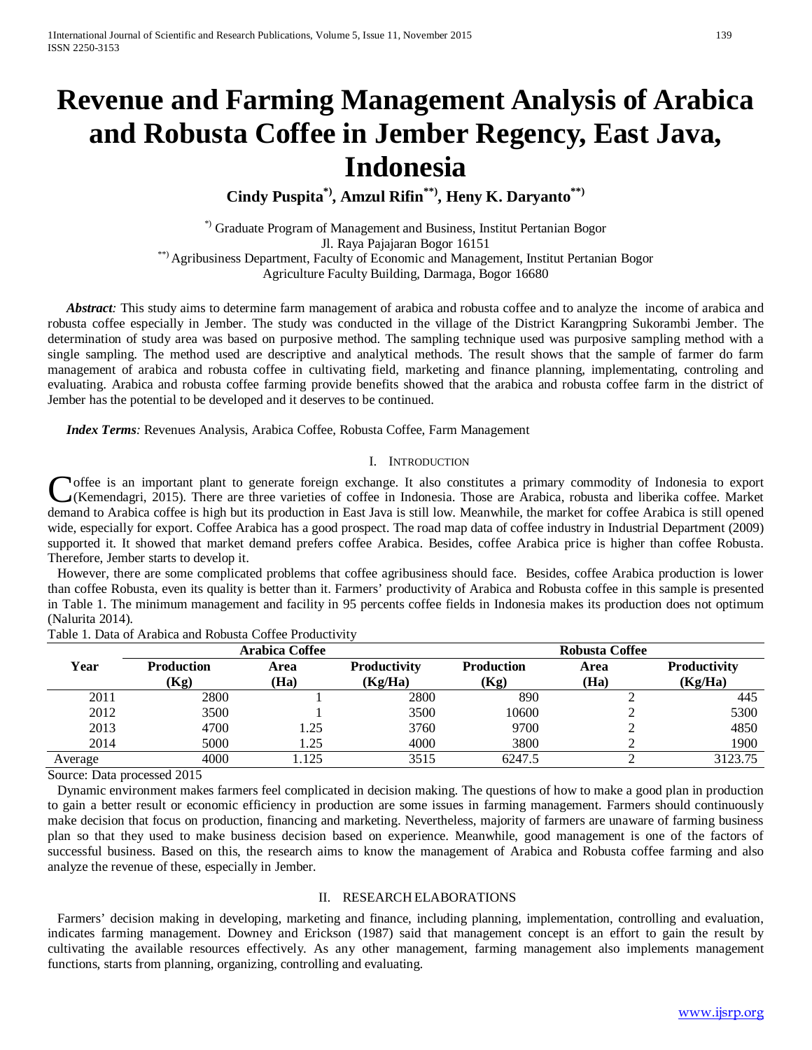# Revenue and Farming Management Analysis of Arabica and Robusta Coffee in Jember Regency, East Java, Indonesia

**Cindy Puspita[*)], Amzul Rifin[**)], Heny K. Daryanto[**)]**

[*)] Graduate Program of Management and Business, Institut Pertanian Bogor
Jl. Raya Pajajaran Bogor 16151
[**)] Agribusiness Department, Faculty of Economic and Management, Institut Pertanian Bogor
Agriculture Faculty Building, Darmaga, Bogor 16680

***Abstract**:* This study aims to determine farm management of arabica and robusta coffee and to analyze the income of arabica and robusta coffee especially in Jember. The study was conducted in the village of the District Karangpring Sukorambi Jember. The determination of study area was based on purposive method. The sampling technique used was purposive sampling method with a single sampling. The method used are descriptive and analytical methods. The result shows that the sample of farmer do farm management of arabica and robusta coffee in cultivating field, marketing and finance planning, implementating, controling and evaluating. Arabica and robusta coffee farming provide benefits showed that the arabica and robusta coffee farm in the district of Jember has the potential to be developed and it deserves to be continued.

***Index Terms**:* Revenues Analysis, Arabica Coffee, Robusta Coffee, Farm Management

## I. Introduction

Coffee is an important plant to generate foreign exchange. It also constitutes a primary commodity of Indonesia to export (Kemendagri, 2015). There are three varieties of coffee in Indonesia. Those are Arabica, robusta and liberika coffee. Market demand to Arabica coffee is high but its production in East Java is still low. Meanwhile, the market for coffee Arabica is still opened wide, especially for export. Coffee Arabica has a good prospect. The road map data of coffee industry in Industrial Department (2009) supported it. It showed that market demand prefers coffee Arabica. Besides, coffee Arabica price is higher than coffee Robusta. Therefore, Jember starts to develop it.

However, there are some complicated problems that coffee agribusiness should face. Besides, coffee Arabica production is lower than coffee Robusta, even its quality is better than it. Farmers' productivity of Arabica and Robusta coffee in this sample is presented in Table 1. The minimum management and facility in 95 percents coffee fields in Indonesia makes its production does not optimum (Nalurita 2014).

Table 1. Data of Arabica and Robusta Coffee Productivity

| Year | Arabica Coffee | | | Robusta Coffee | | |
|---|---|---|---|---|---|---|
| | Production (Kg) | Area (Ha) | Productivity (Kg/Ha) | Production (Kg) | Area (Ha) | Productivity (Kg/Ha) |
| 2011 | 2800 | 1 | 2800 | 890 | 2 | 445 |
| 2012 | 3500 | 1 | 3500 | 10600 | 2 | 5300 |
| 2013 | 4700 | 1.25 | 3760 | 9700 | 2 | 4850 |
| 2014 | 5000 | 1.25 | 4000 | 3800 | 2 | 1900 |
| Average | 4000 | 1.125 | 3515 | 6247.5 | 2 | 3123.75 |

Source: Data processed 2015

Dynamic environment makes farmers feel complicated in decision making. The questions of how to make a good plan in production to gain a better result or economic efficiency in production are some issues in farming management. Farmers should continuously make decision that focus on production, financing and marketing. Nevertheless, majority of farmers are unaware of farming business plan so that they used to make business decision based on experience. Meanwhile, good management is one of the factors of successful business. Based on this, the research aims to know the management of Arabica and Robusta coffee farming and also analyze the revenue of these, especially in Jember.

## II. Research Elaborations

Farmers' decision making in developing, marketing and finance, including planning, implementation, controlling and evaluation, indicates farming management. Downey and Erickson (1987) said that management concept is an effort to gain the result by cultivating the available resources effectively. As any other management, farming management also implements management functions, starts from planning, organizing, controlling and evaluating.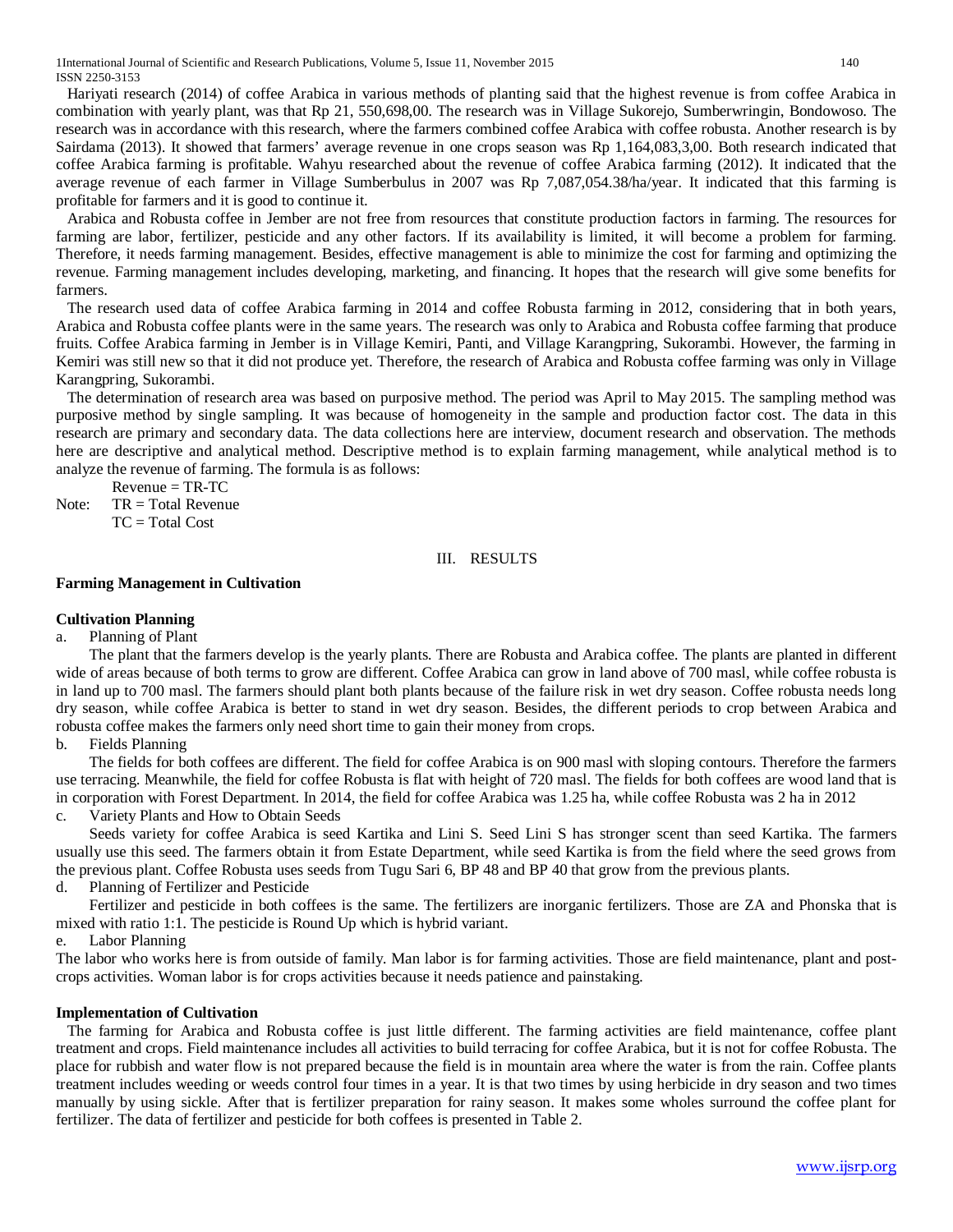Hariyati research (2014) of coffee Arabica in various methods of planting said that the highest revenue is from coffee Arabica in combination with yearly plant, was that Rp 21, 550,698,00. The research was in Village Sukorejo, Sumberwringin, Bondowoso. The research was in accordance with this research, where the farmers combined coffee Arabica with coffee robusta. Another research is by Sairdama (2013). It showed that farmers' average revenue in one crops season was Rp 1,164,083,3,00. Both research indicated that coffee Arabica farming is profitable. Wahyu researched about the revenue of coffee Arabica farming (2012). It indicated that the average revenue of each farmer in Village Sumberbulus in 2007 was Rp 7,087,054.38/ha/year. It indicated that this farming is profitable for farmers and it is good to continue it.

Arabica and Robusta coffee in Jember are not free from resources that constitute production factors in farming. The resources for farming are labor, fertilizer, pesticide and any other factors. If its availability is limited, it will become a problem for farming. Therefore, it needs farming management. Besides, effective management is able to minimize the cost for farming and optimizing the revenue. Farming management includes developing, marketing, and financing. It hopes that the research will give some benefits for farmers.

The research used data of coffee Arabica farming in 2014 and coffee Robusta farming in 2012, considering that in both years, Arabica and Robusta coffee plants were in the same years. The research was only to Arabica and Robusta coffee farming that produce fruits. Coffee Arabica farming in Jember is in Village Kemiri, Panti, and Village Karangpring, Sukorambi. However, the farming in Kemiri was still new so that it did not produce yet. Therefore, the research of Arabica and Robusta coffee farming was only in Village Karangpring, Sukorambi.

The determination of research area was based on purposive method. The period was April to May 2015. The sampling method was purposive method by single sampling. It was because of homogeneity in the sample and production factor cost. The data in this research are primary and secondary data. The data collections here are interview, document research and observation. The methods here are descriptive and analytical method. Descriptive method is to explain farming management, while analytical method is to analyze the revenue of farming. The formula is as follows:

Revenue = TR-TC

Note: TR = Total Revenue
TC = Total Cost

## III. RESULTS

### Farming Management in Cultivation

#### Cultivation Planning

a. Planning of Plant

The plant that the farmers develop is the yearly plants. There are Robusta and Arabica coffee. The plants are planted in different wide of areas because of both terms to grow are different. Coffee Arabica can grow in land above of 700 masl, while coffee robusta is in land up to 700 masl. The farmers should plant both plants because of the failure risk in wet dry season. Coffee robusta needs long dry season, while coffee Arabica is better to stand in wet dry season. Besides, the different periods to crop between Arabica and robusta coffee makes the farmers only need short time to gain their money from crops.

b. Fields Planning

The fields for both coffees are different. The field for coffee Arabica is on 900 masl with sloping contours. Therefore the farmers use terracing. Meanwhile, the field for coffee Robusta is flat with height of 720 masl. The fields for both coffees are wood land that is in corporation with Forest Department. In 2014, the field for coffee Arabica was 1.25 ha, while coffee Robusta was 2 ha in 2012

c. Variety Plants and How to Obtain Seeds

Seeds variety for coffee Arabica is seed Kartika and Lini S. Seed Lini S has stronger scent than seed Kartika. The farmers usually use this seed. The farmers obtain it from Estate Department, while seed Kartika is from the field where the seed grows from the previous plant. Coffee Robusta uses seeds from Tugu Sari 6, BP 48 and BP 40 that grow from the previous plants.

d. Planning of Fertilizer and Pesticide

Fertilizer and pesticide in both coffees is the same. The fertilizers are inorganic fertilizers. Those are ZA and Phonska that is mixed with ratio 1:1. The pesticide is Round Up which is hybrid variant.

e. Labor Planning

The labor who works here is from outside of family. Man labor is for farming activities. Those are field maintenance, plant and post-crops activities. Woman labor is for crops activities because it needs patience and painstaking.

#### Implementation of Cultivation

The farming for Arabica and Robusta coffee is just little different. The farming activities are field maintenance, coffee plant treatment and crops. Field maintenance includes all activities to build terracing for coffee Arabica, but it is not for coffee Robusta. The place for rubbish and water flow is not prepared because the field is in mountain area where the water is from the rain. Coffee plants treatment includes weeding or weeds control four times in a year. It is that two times by using herbicide in dry season and two times manually by using sickle. After that is fertilizer preparation for rainy season. It makes some wholes surround the coffee plant for fertilizer. The data of fertilizer and pesticide for both coffees is presented in Table 2.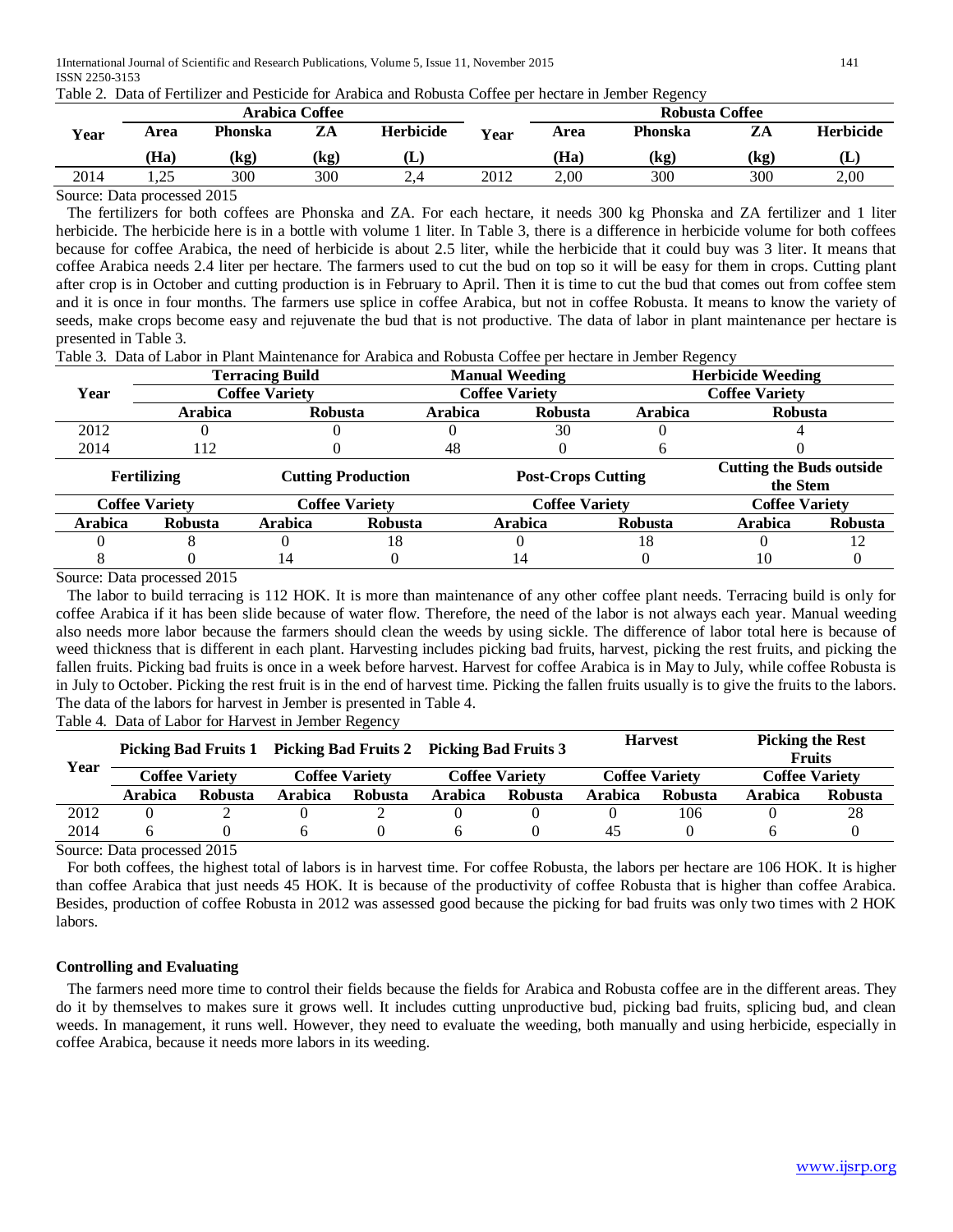Table 2. Data of Fertilizer and Pesticide for Arabica and Robusta Coffee per hectare in Jember Regency

| Year | Arabica Coffee | | | | Year | Robusta Coffee | | | |
|---|---|---|---|---|---|---|---|---|---|
| | Area (Ha) | Phonska (kg) | ZA (kg) | Herbicide (L) | | Area (Ha) | Phonska (kg) | ZA (kg) | Herbicide (L) |
| 2014 | 1,25 | 300 | 300 | 2,4 | 2012 | 2,00 | 300 | 300 | 2,00 |

Source: Data processed 2015

The fertilizers for both coffees are Phonska and ZA. For each hectare, it needs 300 kg Phonska and ZA fertilizer and 1 liter herbicide. The herbicide here is in a bottle with volume 1 liter. In Table 3, there is a difference in herbicide volume for both coffees because for coffee Arabica, the need of herbicide is about 2.5 liter, while the herbicide that it could buy was 3 liter. It means that coffee Arabica needs 2.4 liter per hectare. The farmers used to cut the bud on top so it will be easy for them in crops. Cutting plant after crop is in October and cutting production is in February to April. Then it is time to cut the bud that comes out from coffee stem and it is once in four months. The farmers use splice in coffee Arabica, but not in coffee Robusta. It means to know the variety of seeds, make crops become easy and rejuvenate the bud that is not productive. The data of labor in plant maintenance per hectare is presented in Table 3.

Table 3. Data of Labor in Plant Maintenance for Arabica and Robusta Coffee per hectare in Jember Regency

| Year | Terracing Build | | Manual Weeding | | Herbicide Weeding | |
|---|---|---|---|---|---|---|
| | Coffee Variety | | Coffee Variety | | Coffee Variety | |
| | Arabica | Robusta | Arabica | Robusta | Arabica | Robusta |
| 2012 | 0 | 0 | 0 | 30 | 0 | 4 |
| 2014 | 112 | 0 | 48 | 0 | 6 | 0 |

| Fertilizing | | Cutting Production | | Post-Crops Cutting | | Cutting the Buds outside the Stem | |
|---|---|---|---|---|---|---|---|
| Coffee Variety | | Coffee Variety | | Coffee Variety | | Coffee Variety | |
| Arabica | Robusta | Arabica | Robusta | Arabica | Robusta | Arabica | Robusta |
| 0 | 8 | 0 | 18 | 0 | 18 | 0 | 12 |
| 8 | 0 | 14 | 0 | 14 | 0 | 10 | 0 |

Source: Data processed 2015

The labor to build terracing is 112 HOK. It is more than maintenance of any other coffee plant needs. Terracing build is only for coffee Arabica if it has been slide because of water flow. Therefore, the need of the labor is not always each year. Manual weeding also needs more labor because the farmers should clean the weeds by using sickle. The difference of labor total here is because of weed thickness that is different in each plant. Harvesting includes picking bad fruits, harvest, picking the rest fruits, and picking the fallen fruits. Picking bad fruits is once in a week before harvest. Harvest for coffee Arabica is in May to July, while coffee Robusta is in July to October. Picking the rest fruit is in the end of harvest time. Picking the fallen fruits usually is to give the fruits to the labors. The data of the labors for harvest in Jember is presented in Table 4.

Table 4. Data of Labor for Harvest in Jember Regency

| Year | Picking Bad Fruits 1 | | Picking Bad Fruits 2 | | Picking Bad Fruits 3 | | Harvest | | Picking the Rest Fruits | |
|---|---|---|---|---|---|---|---|---|---|---|
| | Coffee Variety | | Coffee Variety | | Coffee Variety | | Coffee Variety | | Coffee Variety | |
| | Arabica | Robusta | Arabica | Robusta | Arabica | Robusta | Arabica | Robusta | Arabica | Robusta |
| 2012 | 0 | 2 | 0 | 2 | 0 | 0 | 0 | 106 | 0 | 28 |
| 2014 | 6 | 0 | 6 | 0 | 6 | 0 | 45 | 0 | 6 | 0 |

Source: Data processed 2015

For both coffees, the highest total of labors is in harvest time. For coffee Robusta, the labors per hectare are 106 HOK. It is higher than coffee Arabica that just needs 45 HOK. It is because of the productivity of coffee Robusta that is higher than coffee Arabica. Besides, production of coffee Robusta in 2012 was assessed good because the picking for bad fruits was only two times with 2 HOK labors.

**Controlling and Evaluating**

The farmers need more time to control their fields because the fields for Arabica and Robusta coffee are in the different areas. They do it by themselves to makes sure it grows well. It includes cutting unproductive bud, picking bad fruits, splicing bud, and clean weeds. In management, it runs well. However, they need to evaluate the weeding, both manually and using herbicide, especially in coffee Arabica, because it needs more labors in its weeding.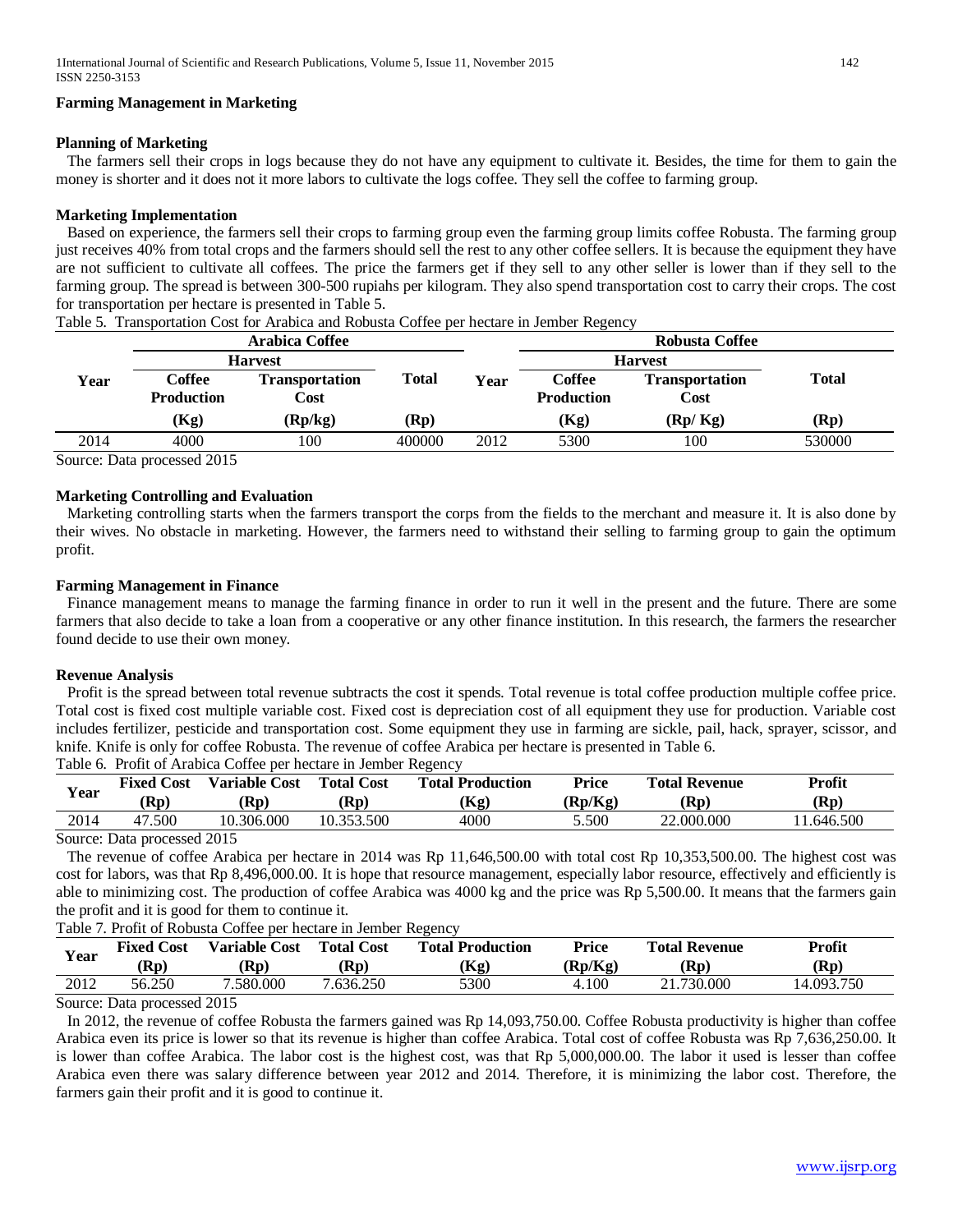**Farming Management in Marketing**

**Planning of Marketing**

The farmers sell their crops in logs because they do not have any equipment to cultivate it. Besides, the time for them to gain the money is shorter and it does not it more labors to cultivate the logs coffee. They sell the coffee to farming group.

**Marketing Implementation**

Based on experience, the farmers sell their crops to farming group even the farming group limits coffee Robusta. The farming group just receives 40% from total crops and the farmers should sell the rest to any other coffee sellers. It is because the equipment they have are not sufficient to cultivate all coffees. The price the farmers get if they sell to any other seller is lower than if they sell to the farming group. The spread is between 300-500 rupiahs per kilogram. They also spend transportation cost to carry their crops. The cost for transportation per hectare is presented in Table 5.

Table 5. Transportation Cost for Arabica and Robusta Coffee per hectare in Jember Regency

| Year | Arabica Coffee | | | Year | Robusta Coffee | | |
|---|---|---|---|---|---|---|---|
| | Harvest | | Total | | Harvest | | Total |
| | Coffee Production (Kg) | Transportation Cost (Rp/kg) | (Rp) | | Coffee Production (Kg) | Transportation Cost (Rp/ Kg) | (Rp) |
| 2014 | 4000 | 100 | 400000 | 2012 | 5300 | 100 | 530000 |

Source: Data processed 2015

**Marketing Controlling and Evaluation**

Marketing controlling starts when the farmers transport the corps from the fields to the merchant and measure it. It is also done by their wives. No obstacle in marketing. However, the farmers need to withstand their selling to farming group to gain the optimum profit.

**Farming Management in Finance**

Finance management means to manage the farming finance in order to run it well in the present and the future. There are some farmers that also decide to take a loan from a cooperative or any other finance institution. In this research, the farmers the researcher found decide to use their own money.

**Revenue Analysis**

Profit is the spread between total revenue subtracts the cost it spends. Total revenue is total coffee production multiple coffee price. Total cost is fixed cost multiple variable cost. Fixed cost is depreciation cost of all equipment they use for production. Variable cost includes fertilizer, pesticide and transportation cost. Some equipment they use in farming are sickle, pail, hack, sprayer, scissor, and knife. Knife is only for coffee Robusta. The revenue of coffee Arabica per hectare is presented in Table 6.

Table 6. Profit of Arabica Coffee per hectare in Jember Regency

| Year | Fixed Cost (Rp) | Variable Cost (Rp) | Total Cost (Rp) | Total Production (Kg) | Price (Rp/Kg) | Total Revenue (Rp) | Profit (Rp) |
|---|---|---|---|---|---|---|---|
| 2014 | 47.500 | 10.306.000 | 10.353.500 | 4000 | 5.500 | 22.000.000 | 11.646.500 |

Source: Data processed 2015

The revenue of coffee Arabica per hectare in 2014 was Rp 11,646,500.00 with total cost Rp 10,353,500.00. The highest cost was cost for labors, was that Rp 8,496,000.00. It is hope that resource management, especially labor resource, effectively and efficiently is able to minimizing cost. The production of coffee Arabica was 4000 kg and the price was Rp 5,500.00. It means that the farmers gain the profit and it is good for them to continue it.

Table 7. Profit of Robusta Coffee per hectare in Jember Regency

| Year | Fixed Cost (Rp) | Variable Cost (Rp) | Total Cost (Rp) | Total Production (Kg) | Price (Rp/Kg) | Total Revenue (Rp) | Profit (Rp) |
|---|---|---|---|---|---|---|---|
| 2012 | 56.250 | 7.580.000 | 7.636.250 | 5300 | 4.100 | 21.730.000 | 14.093.750 |

Source: Data processed 2015

In 2012, the revenue of coffee Robusta the farmers gained was Rp 14,093,750.00. Coffee Robusta productivity is higher than coffee Arabica even its price is lower so that its revenue is higher than coffee Arabica. Total cost of coffee Robusta was Rp 7,636,250.00. It is lower than coffee Arabica. The labor cost is the highest cost, was that Rp 5,000,000.00. The labor it used is lesser than coffee Arabica even there was salary difference between year 2012 and 2014. Therefore, it is minimizing the labor cost. Therefore, the farmers gain their profit and it is good to continue it.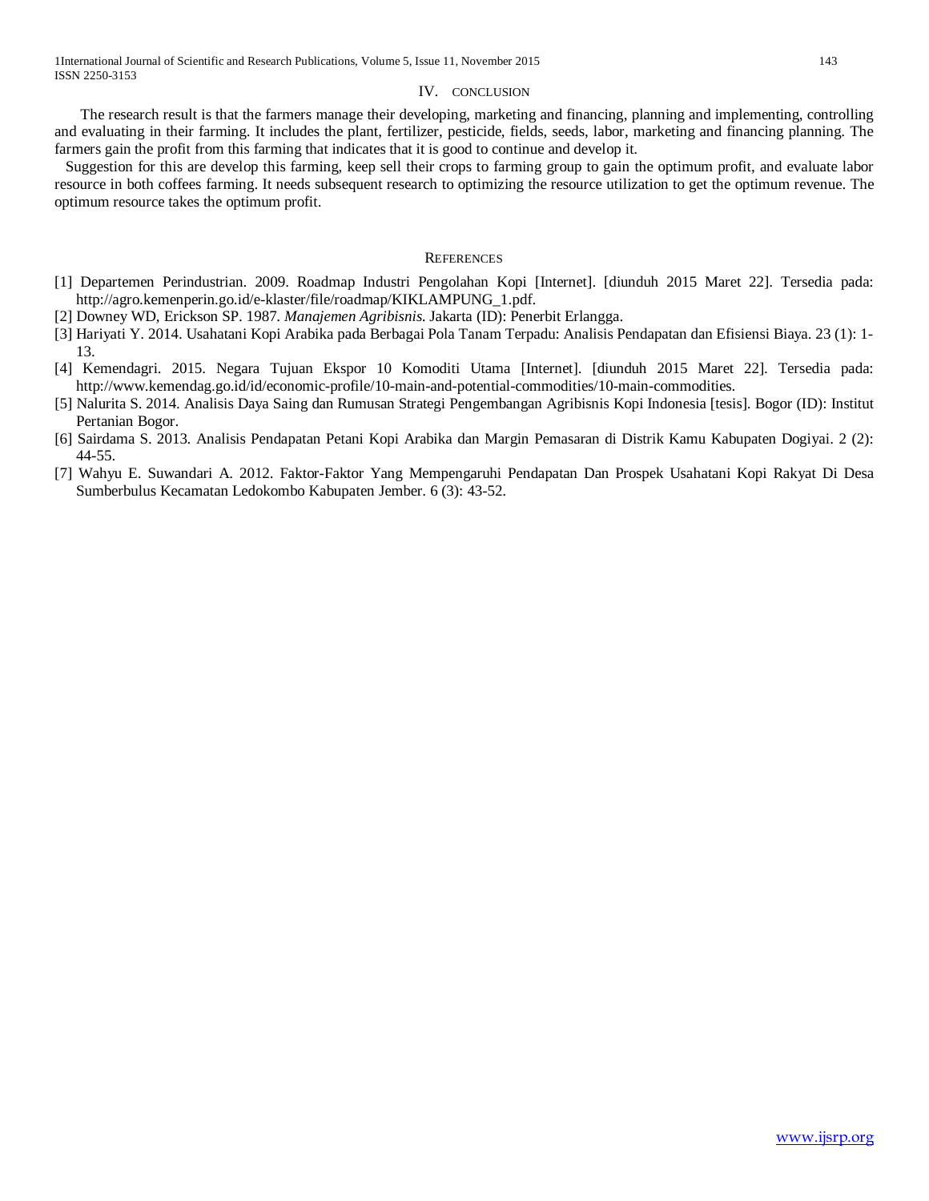## IV. Conclusion

The research result is that the farmers manage their developing, marketing and financing, planning and implementing, controlling and evaluating in their farming. It includes the plant, fertilizer, pesticide, fields, seeds, labor, marketing and financing planning. The farmers gain the profit from this farming that indicates that it is good to continue and develop it.

Suggestion for this are develop this farming, keep sell their crops to farming group to gain the optimum profit, and evaluate labor resource in both coffees farming. It needs subsequent research to optimizing the resource utilization to get the optimum revenue. The optimum resource takes the optimum profit.

## References

[1] Departemen Perindustrian. 2009. Roadmap Industri Pengolahan Kopi [Internet]. [diunduh 2015 Maret 22]. Tersedia pada: http://agro.kemenperin.go.id/e-klaster/file/roadmap/KIKLAMPUNG_1.pdf.

[2] Downey WD, Erickson SP. 1987. *Manajemen Agribisnis.* Jakarta (ID): Penerbit Erlangga.

[3] Hariyati Y. 2014. Usahatani Kopi Arabika pada Berbagai Pola Tanam Terpadu: Analisis Pendapatan dan Efisiensi Biaya. 23 (1): 1-13.

[4] Kemendagri. 2015. Negara Tujuan Ekspor 10 Komoditi Utama [Internet]. [diunduh 2015 Maret 22]. Tersedia pada: http://www.kemendag.go.id/id/economic-profile/10-main-and-potential-commodities/10-main-commodities.

[5] Nalurita S. 2014. Analisis Daya Saing dan Rumusan Strategi Pengembangan Agribisnis Kopi Indonesia [tesis]. Bogor (ID): Institut Pertanian Bogor.

[6] Sairdama S. 2013. Analisis Pendapatan Petani Kopi Arabika dan Margin Pemasaran di Distrik Kamu Kabupaten Dogiyai. 2 (2): 44-55.

[7] Wahyu E. Suwandari A. 2012. Faktor-Faktor Yang Mempengaruhi Pendapatan Dan Prospek Usahatani Kopi Rakyat Di Desa Sumberbulus Kecamatan Ledokombo Kabupaten Jember. 6 (3): 43-52.